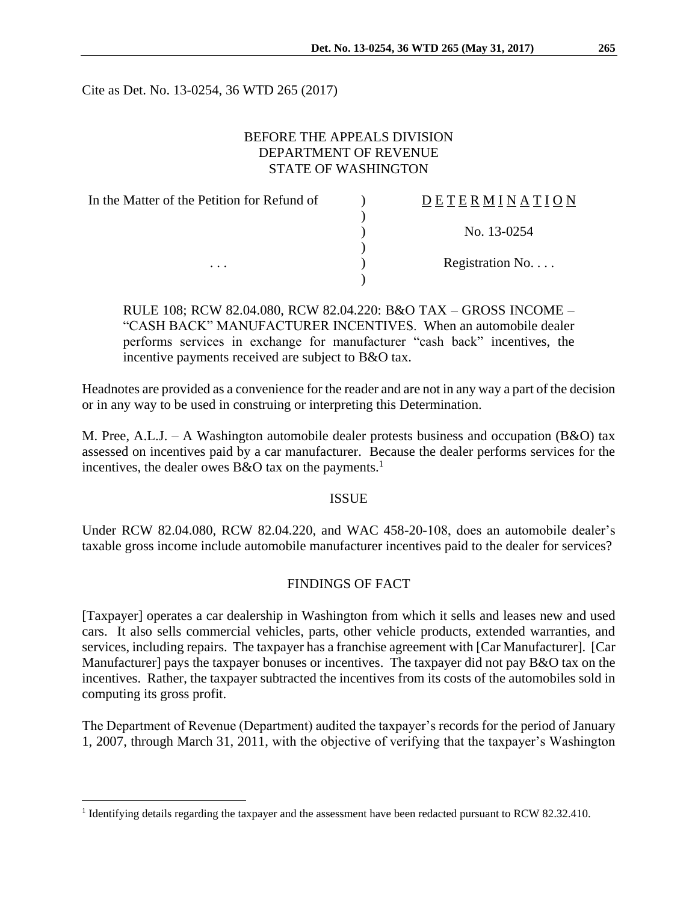Cite as Det. No. 13-0254, 36 WTD 265 (2017)

BEFORE THE APPEALS DIVISION
DEPARTMENT OF REVENUE
STATE OF WASHINGTON

| In the Matter of the Petition for Refund of | ) | DETERMINATION |
|---|---|---|
| | ) | |
| | ) | No. 13-0254 |
| | ) | |
| . . . | ) | Registration No. . . . |
| | ) | |

RULE 108; RCW 82.04.080, RCW 82.04.220: B&O TAX – GROSS INCOME – "CASH BACK" MANUFACTURER INCENTIVES. When an automobile dealer performs services in exchange for manufacturer "cash back" incentives, the incentive payments received are subject to B&O tax.

Headnotes are provided as a convenience for the reader and are not in any way a part of the decision or in any way to be used in construing or interpreting this Determination.

M. Pree, A.L.J. – A Washington automobile dealer protests business and occupation (B&O) tax assessed on incentives paid by a car manufacturer. Because the dealer performs services for the incentives, the dealer owes B&O tax on the payments.[1]

## ISSUE

Under RCW 82.04.080, RCW 82.04.220, and WAC 458-20-108, does an automobile dealer's taxable gross income include automobile manufacturer incentives paid to the dealer for services?

## FINDINGS OF FACT

[Taxpayer] operates a car dealership in Washington from which it sells and leases new and used cars. It also sells commercial vehicles, parts, other vehicle products, extended warranties, and services, including repairs. The taxpayer has a franchise agreement with [Car Manufacturer]. [Car Manufacturer] pays the taxpayer bonuses or incentives. The taxpayer did not pay B&O tax on the incentives. Rather, the taxpayer subtracted the incentives from its costs of the automobiles sold in computing its gross profit.

The Department of Revenue (Department) audited the taxpayer's records for the period of January 1, 2007, through March 31, 2011, with the objective of verifying that the taxpayer's Washington

[1] Identifying details regarding the taxpayer and the assessment have been redacted pursuant to RCW 82.32.410.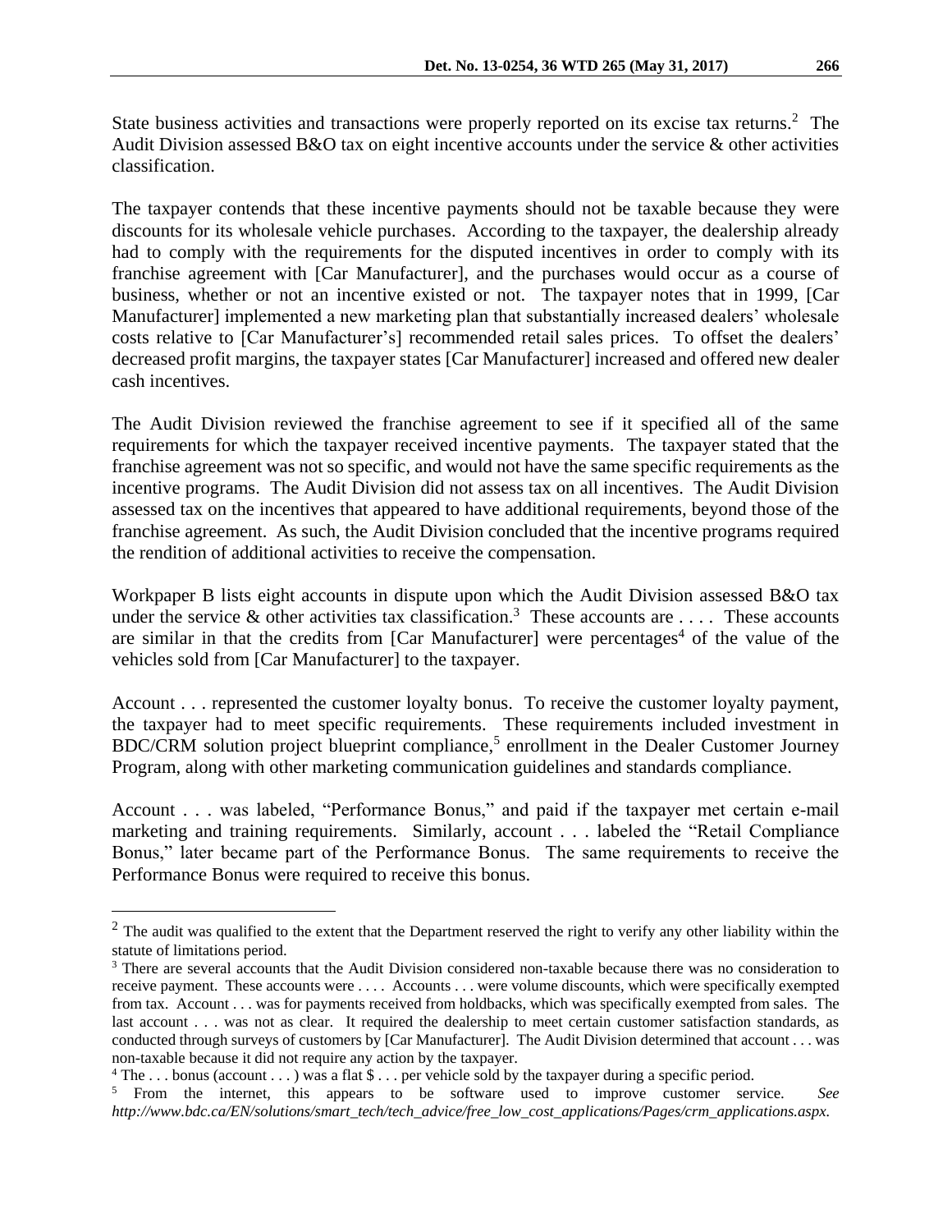State business activities and transactions were properly reported on its excise tax returns.[2] The Audit Division assessed B&O tax on eight incentive accounts under the service & other activities classification.

The taxpayer contends that these incentive payments should not be taxable because they were discounts for its wholesale vehicle purchases. According to the taxpayer, the dealership already had to comply with the requirements for the disputed incentives in order to comply with its franchise agreement with [Car Manufacturer], and the purchases would occur as a course of business, whether or not an incentive existed or not. The taxpayer notes that in 1999, [Car Manufacturer] implemented a new marketing plan that substantially increased dealers' wholesale costs relative to [Car Manufacturer's] recommended retail sales prices. To offset the dealers' decreased profit margins, the taxpayer states [Car Manufacturer] increased and offered new dealer cash incentives.

The Audit Division reviewed the franchise agreement to see if it specified all of the same requirements for which the taxpayer received incentive payments. The taxpayer stated that the franchise agreement was not so specific, and would not have the same specific requirements as the incentive programs. The Audit Division did not assess tax on all incentives. The Audit Division assessed tax on the incentives that appeared to have additional requirements, beyond those of the franchise agreement. As such, the Audit Division concluded that the incentive programs required the rendition of additional activities to receive the compensation.

Workpaper B lists eight accounts in dispute upon which the Audit Division assessed B&O tax under the service & other activities tax classification.[3] These accounts are . . . . These accounts are similar in that the credits from [Car Manufacturer] were percentages[4] of the value of the vehicles sold from [Car Manufacturer] to the taxpayer.

Account . . . represented the customer loyalty bonus. To receive the customer loyalty payment, the taxpayer had to meet specific requirements. These requirements included investment in BDC/CRM solution project blueprint compliance,[5] enrollment in the Dealer Customer Journey Program, along with other marketing communication guidelines and standards compliance.

Account . . . was labeled, "Performance Bonus," and paid if the taxpayer met certain e-mail marketing and training requirements. Similarly, account . . . labeled the "Retail Compliance Bonus," later became part of the Performance Bonus. The same requirements to receive the Performance Bonus were required to receive this bonus.

---

[2] The audit was qualified to the extent that the Department reserved the right to verify any other liability within the statute of limitations period.

[3] There are several accounts that the Audit Division considered non-taxable because there was no consideration to receive payment. These accounts were . . . . Accounts . . . were volume discounts, which were specifically exempted from tax. Account . . . was for payments received from holdbacks, which was specifically exempted from sales. The last account . . . was not as clear. It required the dealership to meet certain customer satisfaction standards, as conducted through surveys of customers by [Car Manufacturer]. The Audit Division determined that account . . . was non-taxable because it did not require any action by the taxpayer.

[4] The . . . bonus (account . . . ) was a flat $ . . . per vehicle sold by the taxpayer during a specific period.

[5] From the internet, this appears to be software used to improve customer service. *See http://www.bdc.ca/EN/solutions/smart_tech/tech_advice/free_low_cost_applications/Pages/crm_applications.aspx.*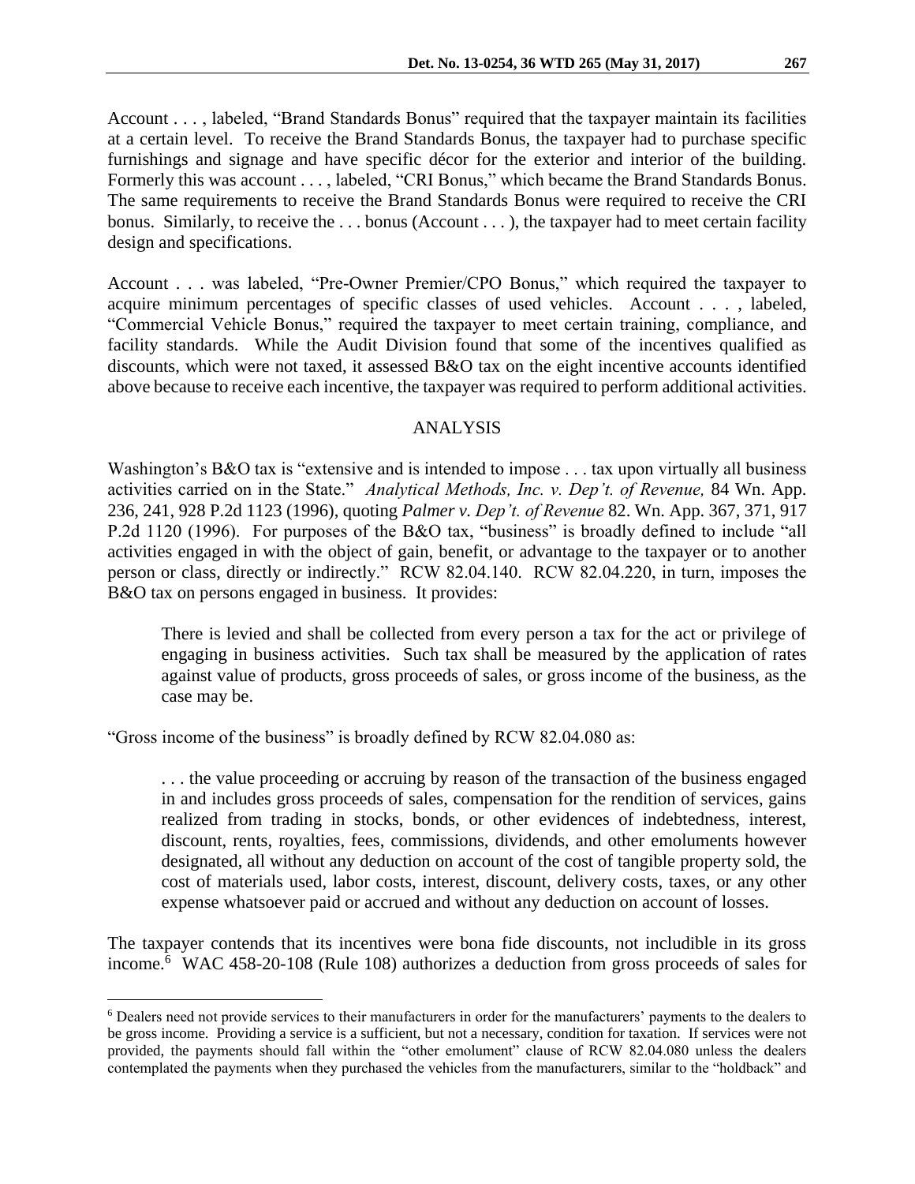Account . . . , labeled, "Brand Standards Bonus" required that the taxpayer maintain its facilities at a certain level. To receive the Brand Standards Bonus, the taxpayer had to purchase specific furnishings and signage and have specific décor for the exterior and interior of the building. Formerly this was account . . . , labeled, "CRI Bonus," which became the Brand Standards Bonus. The same requirements to receive the Brand Standards Bonus were required to receive the CRI bonus. Similarly, to receive the . . . bonus (Account . . . ), the taxpayer had to meet certain facility design and specifications.

Account . . . was labeled, "Pre-Owner Premier/CPO Bonus," which required the taxpayer to acquire minimum percentages of specific classes of used vehicles. Account . . . , labeled, "Commercial Vehicle Bonus," required the taxpayer to meet certain training, compliance, and facility standards. While the Audit Division found that some of the incentives qualified as discounts, which were not taxed, it assessed B&O tax on the eight incentive accounts identified above because to receive each incentive, the taxpayer was required to perform additional activities.

## ANALYSIS

Washington's B&O tax is "extensive and is intended to impose . . . tax upon virtually all business activities carried on in the State." *Analytical Methods, Inc. v. Dep't. of Revenue,* 84 Wn. App. 236, 241, 928 P.2d 1123 (1996), quoting *Palmer v. Dep't. of Revenue* 82. Wn. App. 367, 371, 917 P.2d 1120 (1996). For purposes of the B&O tax, "business" is broadly defined to include "all activities engaged in with the object of gain, benefit, or advantage to the taxpayer or to another person or class, directly or indirectly." RCW 82.04.140. RCW 82.04.220, in turn, imposes the B&O tax on persons engaged in business. It provides:

> There is levied and shall be collected from every person a tax for the act or privilege of engaging in business activities. Such tax shall be measured by the application of rates against value of products, gross proceeds of sales, or gross income of the business, as the case may be.

"Gross income of the business" is broadly defined by RCW 82.04.080 as:

> . . . the value proceeding or accruing by reason of the transaction of the business engaged in and includes gross proceeds of sales, compensation for the rendition of services, gains realized from trading in stocks, bonds, or other evidences of indebtedness, interest, discount, rents, royalties, fees, commissions, dividends, and other emoluments however designated, all without any deduction on account of the cost of tangible property sold, the cost of materials used, labor costs, interest, discount, delivery costs, taxes, or any other expense whatsoever paid or accrued and without any deduction on account of losses.

The taxpayer contends that its incentives were bona fide discounts, not includible in its gross income.[6] WAC 458-20-108 (Rule 108) authorizes a deduction from gross proceeds of sales for

---

[6] Dealers need not provide services to their manufacturers in order for the manufacturers' payments to the dealers to be gross income. Providing a service is a sufficient, but not a necessary, condition for taxation. If services were not provided, the payments should fall within the "other emolument" clause of RCW 82.04.080 unless the dealers contemplated the payments when they purchased the vehicles from the manufacturers, similar to the "holdback" and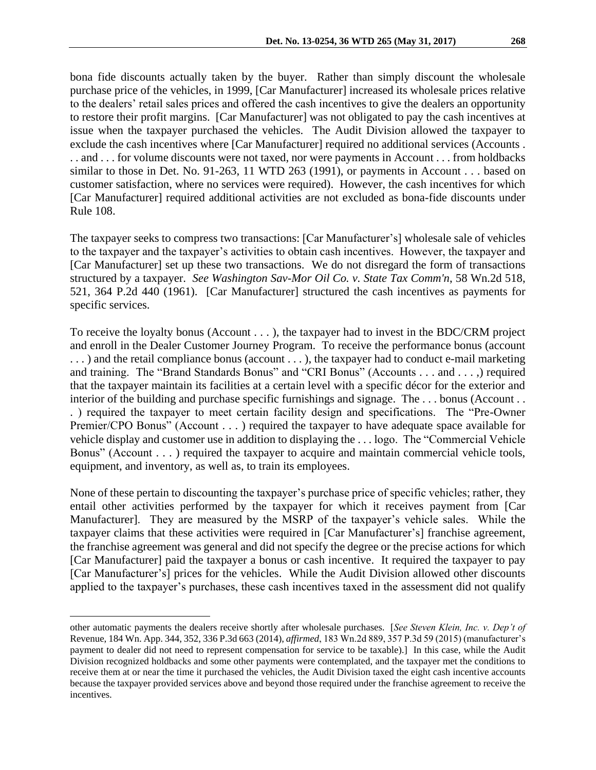bona fide discounts actually taken by the buyer. Rather than simply discount the wholesale purchase price of the vehicles, in 1999, [Car Manufacturer] increased its wholesale prices relative to the dealers' retail sales prices and offered the cash incentives to give the dealers an opportunity to restore their profit margins. [Car Manufacturer] was not obligated to pay the cash incentives at issue when the taxpayer purchased the vehicles. The Audit Division allowed the taxpayer to exclude the cash incentives where [Car Manufacturer] required no additional services (Accounts . . . and . . . for volume discounts were not taxed, nor were payments in Account . . . from holdbacks similar to those in Det. No. 91-263, 11 WTD 263 (1991), or payments in Account . . . based on customer satisfaction, where no services were required). However, the cash incentives for which [Car Manufacturer] required additional activities are not excluded as bona-fide discounts under Rule 108.

The taxpayer seeks to compress two transactions: [Car Manufacturer's] wholesale sale of vehicles to the taxpayer and the taxpayer's activities to obtain cash incentives. However, the taxpayer and [Car Manufacturer] set up these two transactions. We do not disregard the form of transactions structured by a taxpayer. *See Washington Sav-Mor Oil Co. v. State Tax Comm'n*, 58 Wn.2d 518, 521, 364 P.2d 440 (1961). [Car Manufacturer] structured the cash incentives as payments for specific services.

To receive the loyalty bonus (Account . . . ), the taxpayer had to invest in the BDC/CRM project and enroll in the Dealer Customer Journey Program. To receive the performance bonus (account . . . ) and the retail compliance bonus (account . . . ), the taxpayer had to conduct e-mail marketing and training. The "Brand Standards Bonus" and "CRI Bonus" (Accounts . . . and . . . ,) required that the taxpayer maintain its facilities at a certain level with a specific décor for the exterior and interior of the building and purchase specific furnishings and signage. The . . . bonus (Account . . . ) required the taxpayer to meet certain facility design and specifications. The "Pre-Owner Premier/CPO Bonus" (Account . . . ) required the taxpayer to have adequate space available for vehicle display and customer use in addition to displaying the . . . logo. The "Commercial Vehicle Bonus" (Account . . . ) required the taxpayer to acquire and maintain commercial vehicle tools, equipment, and inventory, as well as, to train its employees.

None of these pertain to discounting the taxpayer's purchase price of specific vehicles; rather, they entail other activities performed by the taxpayer for which it receives payment from [Car Manufacturer]. They are measured by the MSRP of the taxpayer's vehicle sales. While the taxpayer claims that these activities were required in [Car Manufacturer's] franchise agreement, the franchise agreement was general and did not specify the degree or the precise actions for which [Car Manufacturer] paid the taxpayer a bonus or cash incentive. It required the taxpayer to pay [Car Manufacturer's] prices for the vehicles. While the Audit Division allowed other discounts applied to the taxpayer's purchases, these cash incentives taxed in the assessment did not qualify

---

other automatic payments the dealers receive shortly after wholesale purchases. [*See Steven Klein, Inc. v. Dep't of* Revenue, 184 Wn. App. 344, 352, 336 P.3d 663 (2014), *affirmed*, 183 Wn.2d 889, 357 P.3d 59 (2015) (manufacturer's payment to dealer did not need to represent compensation for service to be taxable).] In this case, while the Audit Division recognized holdbacks and some other payments were contemplated, and the taxpayer met the conditions to receive them at or near the time it purchased the vehicles, the Audit Division taxed the eight cash incentive accounts because the taxpayer provided services above and beyond those required under the franchise agreement to receive the incentives.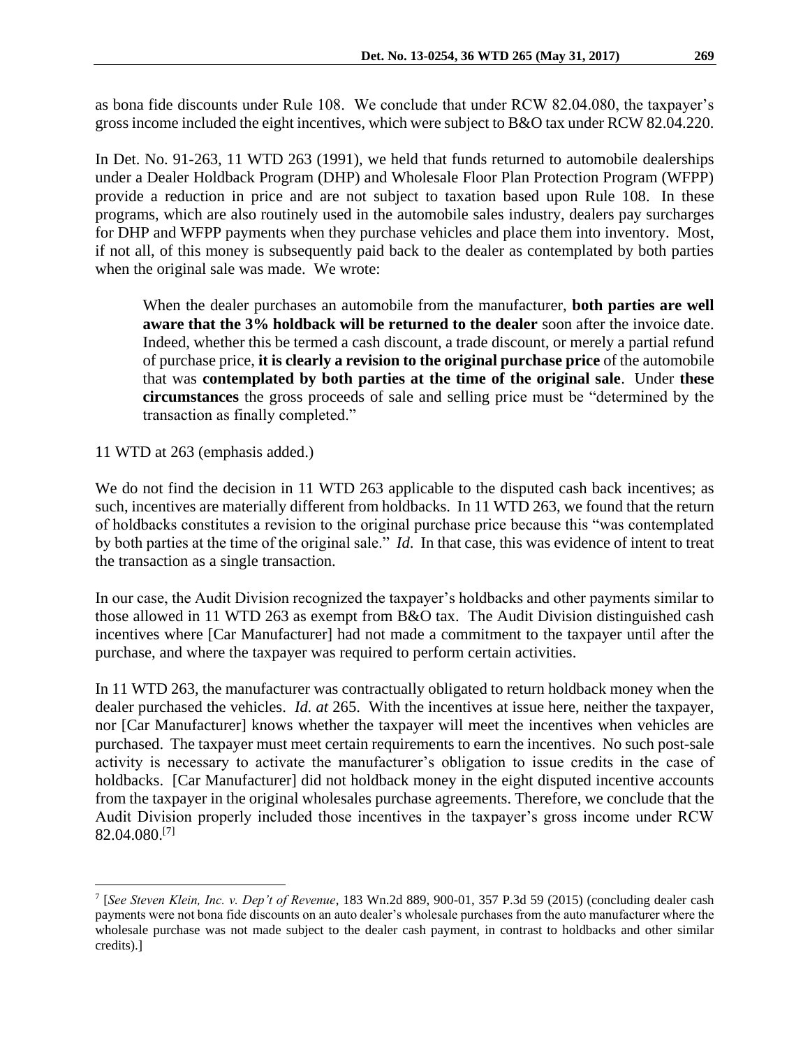as bona fide discounts under Rule 108. We conclude that under RCW 82.04.080, the taxpayer's gross income included the eight incentives, which were subject to B&O tax under RCW 82.04.220.

In Det. No. 91-263, 11 WTD 263 (1991), we held that funds returned to automobile dealerships under a Dealer Holdback Program (DHP) and Wholesale Floor Plan Protection Program (WFPP) provide a reduction in price and are not subject to taxation based upon Rule 108. In these programs, which are also routinely used in the automobile sales industry, dealers pay surcharges for DHP and WFPP payments when they purchase vehicles and place them into inventory. Most, if not all, of this money is subsequently paid back to the dealer as contemplated by both parties when the original sale was made. We wrote:

> When the dealer purchases an automobile from the manufacturer, **both parties are well aware that the 3% holdback will be returned to the dealer** soon after the invoice date. Indeed, whether this be termed a cash discount, a trade discount, or merely a partial refund of purchase price, **it is clearly a revision to the original purchase price** of the automobile that was **contemplated by both parties at the time of the original sale**. Under **these circumstances** the gross proceeds of sale and selling price must be "determined by the transaction as finally completed."

11 WTD at 263 (emphasis added.)

We do not find the decision in 11 WTD 263 applicable to the disputed cash back incentives; as such, incentives are materially different from holdbacks. In 11 WTD 263, we found that the return of holdbacks constitutes a revision to the original purchase price because this "was contemplated by both parties at the time of the original sale." *Id*. In that case, this was evidence of intent to treat the transaction as a single transaction.

In our case, the Audit Division recognized the taxpayer's holdbacks and other payments similar to those allowed in 11 WTD 263 as exempt from B&O tax. The Audit Division distinguished cash incentives where [Car Manufacturer] had not made a commitment to the taxpayer until after the purchase, and where the taxpayer was required to perform certain activities.

In 11 WTD 263, the manufacturer was contractually obligated to return holdback money when the dealer purchased the vehicles. *Id. at* 265. With the incentives at issue here, neither the taxpayer, nor [Car Manufacturer] knows whether the taxpayer will meet the incentives when vehicles are purchased. The taxpayer must meet certain requirements to earn the incentives. No such post-sale activity is necessary to activate the manufacturer's obligation to issue credits in the case of holdbacks. [Car Manufacturer] did not holdback money in the eight disputed incentive accounts from the taxpayer in the original wholesales purchase agreements. Therefore, we conclude that the Audit Division properly included those incentives in the taxpayer's gross income under RCW 82.04.080.[7]

---

[7] [*See Steven Klein, Inc. v. Dep't of Revenue*, 183 Wn.2d 889, 900-01, 357 P.3d 59 (2015) (concluding dealer cash payments were not bona fide discounts on an auto dealer's wholesale purchases from the auto manufacturer where the wholesale purchase was not made subject to the dealer cash payment, in contrast to holdbacks and other similar credits).]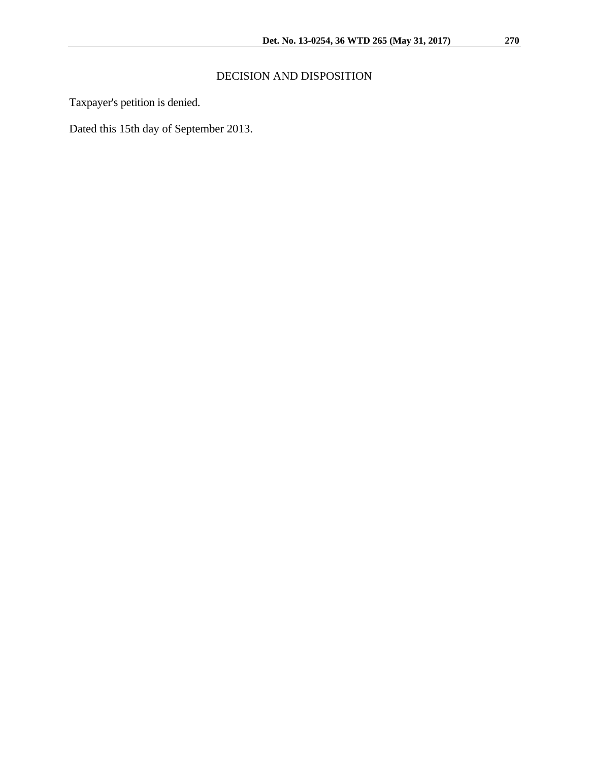## DECISION AND DISPOSITION

Taxpayer's petition is denied.

Dated this 15th day of September 2013.